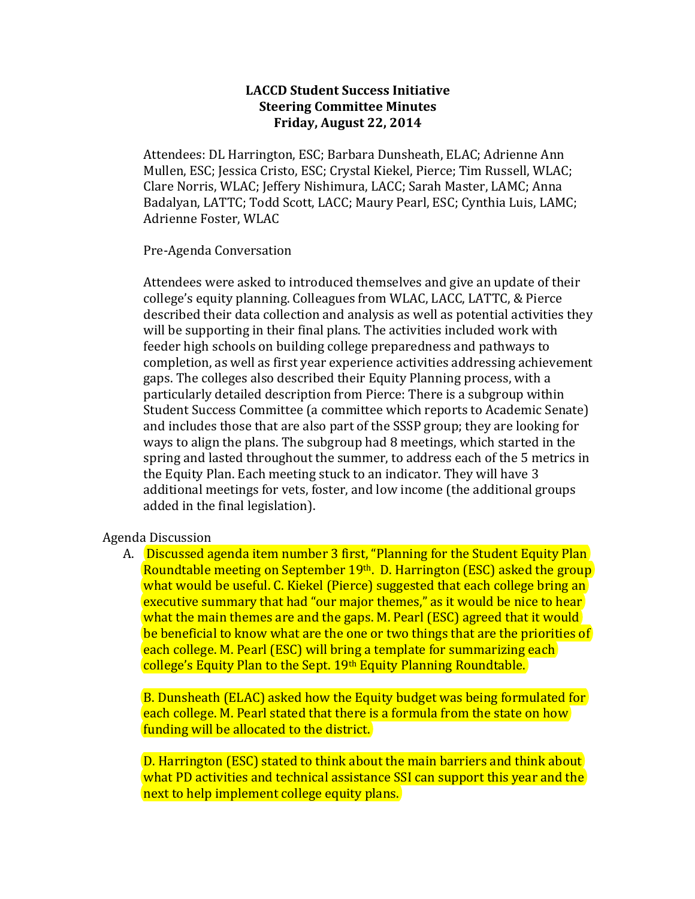**LACCD Student Success Initiative**
**Steering Committee Minutes**
**Friday, August 22, 2014**

Attendees: DL Harrington, ESC; Barbara Dunsheath, ELAC; Adrienne Ann Mullen, ESC; Jessica Cristo, ESC; Crystal Kiekel, Pierce; Tim Russell, WLAC; Clare Norris, WLAC; Jeffery Nishimura, LACC; Sarah Master, LAMC; Anna Badalyan, LATTC; Todd Scott, LACC; Maury Pearl, ESC; Cynthia Luis, LAMC; Adrienne Foster, WLAC

Pre-Agenda Conversation

Attendees were asked to introduced themselves and give an update of their college's equity planning. Colleagues from WLAC, LACC, LATTC, & Pierce described their data collection and analysis as well as potential activities they will be supporting in their final plans. The activities included work with feeder high schools on building college preparedness and pathways to completion, as well as first year experience activities addressing achievement gaps. The colleges also described their Equity Planning process, with a particularly detailed description from Pierce: There is a subgroup within Student Success Committee (a committee which reports to Academic Senate) and includes those that are also part of the SSSP group; they are looking for ways to align the plans. The subgroup had 8 meetings, which started in the spring and lasted throughout the summer, to address each of the 5 metrics in the Equity Plan. Each meeting stuck to an indicator. They will have 3 additional meetings for vets, foster, and low income (the additional groups added in the final legislation).

Agenda Discussion

A. Discussed agenda item number 3 first, "Planning for the Student Equity Plan Roundtable meeting on September 19th. D. Harrington (ESC) asked the group what would be useful. C. Kiekel (Pierce) suggested that each college bring an executive summary that had "our major themes," as it would be nice to hear what the main themes are and the gaps. M. Pearl (ESC) agreed that it would be beneficial to know what are the one or two things that are the priorities of each college. M. Pearl (ESC) will bring a template for summarizing each college's Equity Plan to the Sept. 19th Equity Planning Roundtable.

   B. Dunsheath (ELAC) asked how the Equity budget was being formulated for each college. M. Pearl stated that there is a formula from the state on how funding will be allocated to the district.

   D. Harrington (ESC) stated to think about the main barriers and think about what PD activities and technical assistance SSI can support this year and the next to help implement college equity plans.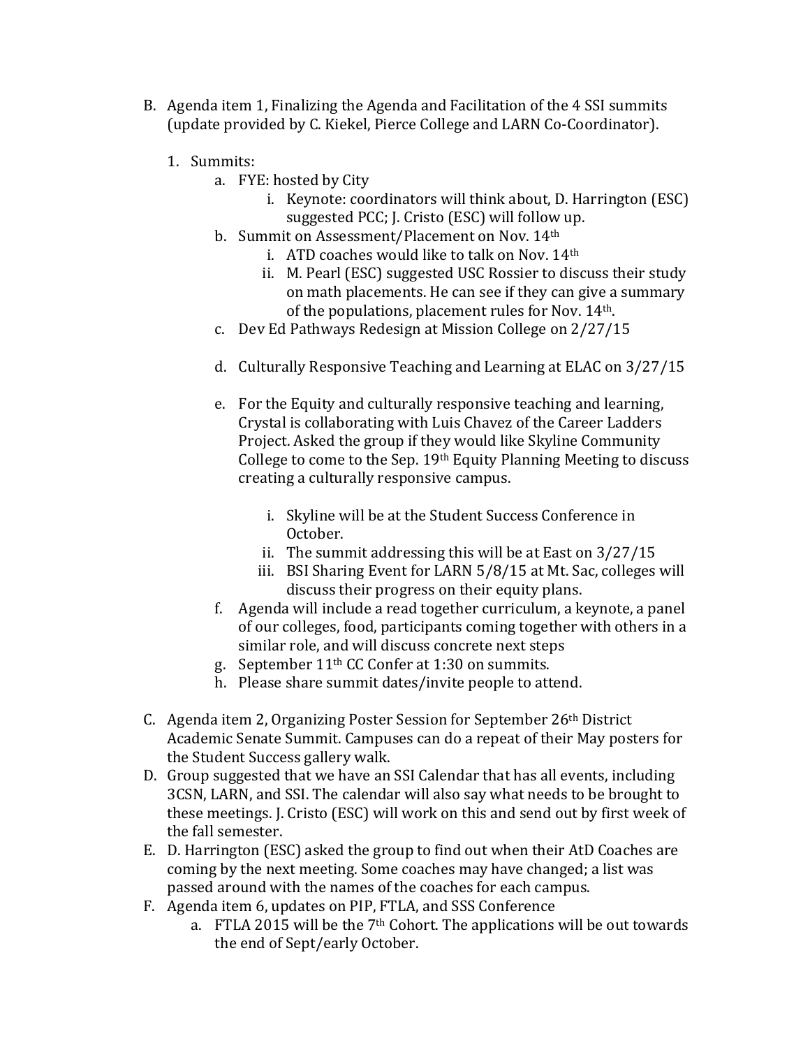B. Agenda item 1, Finalizing the Agenda and Facilitation of the 4 SSI summits (update provided by C. Kiekel, Pierce College and LARN Co-Coordinator).

   1. Summits:
      a. FYE: hosted by City
         i. Keynote: coordinators will think about, D. Harrington (ESC) suggested PCC; J. Cristo (ESC) will follow up.
      b. Summit on Assessment/Placement on Nov. 14th
         i. ATD coaches would like to talk on Nov. 14th
         ii. M. Pearl (ESC) suggested USC Rossier to discuss their study on math placements. He can see if they can give a summary of the populations, placement rules for Nov. 14th.
      c. Dev Ed Pathways Redesign at Mission College on 2/27/15
      d. Culturally Responsive Teaching and Learning at ELAC on 3/27/15
      e. For the Equity and culturally responsive teaching and learning, Crystal is collaborating with Luis Chavez of the Career Ladders Project. Asked the group if they would like Skyline Community College to come to the Sep. 19th Equity Planning Meeting to discuss creating a culturally responsive campus.
         i. Skyline will be at the Student Success Conference in October.
         ii. The summit addressing this will be at East on 3/27/15
         iii. BSI Sharing Event for LARN 5/8/15 at Mt. Sac, colleges will discuss their progress on their equity plans.
      f. Agenda will include a read together curriculum, a keynote, a panel of our colleges, food, participants coming together with others in a similar role, and will discuss concrete next steps
      g. September 11th CC Confer at 1:30 on summits.
      h. Please share summit dates/invite people to attend.

C. Agenda item 2, Organizing Poster Session for September 26th District Academic Senate Summit. Campuses can do a repeat of their May posters for the Student Success gallery walk.

D. Group suggested that we have an SSI Calendar that has all events, including 3CSN, LARN, and SSI. The calendar will also say what needs to be brought to these meetings. J. Cristo (ESC) will work on this and send out by first week of the fall semester.

E. D. Harrington (ESC) asked the group to find out when their AtD Coaches are coming by the next meeting. Some coaches may have changed; a list was passed around with the names of the coaches for each campus.

F. Agenda item 6, updates on PIP, FTLA, and SSS Conference
   a. FTLA 2015 will be the 7th Cohort. The applications will be out towards the end of Sept/early October.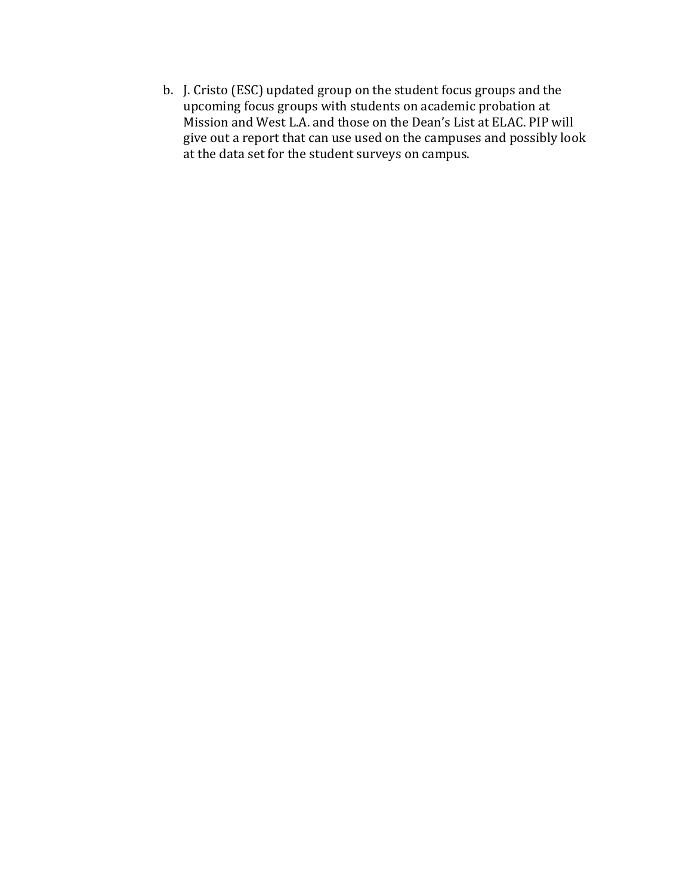b. J. Cristo (ESC) updated group on the student focus groups and the upcoming focus groups with students on academic probation at Mission and West L.A. and those on the Dean's List at ELAC. PIP will give out a report that can use used on the campuses and possibly look at the data set for the student surveys on campus.